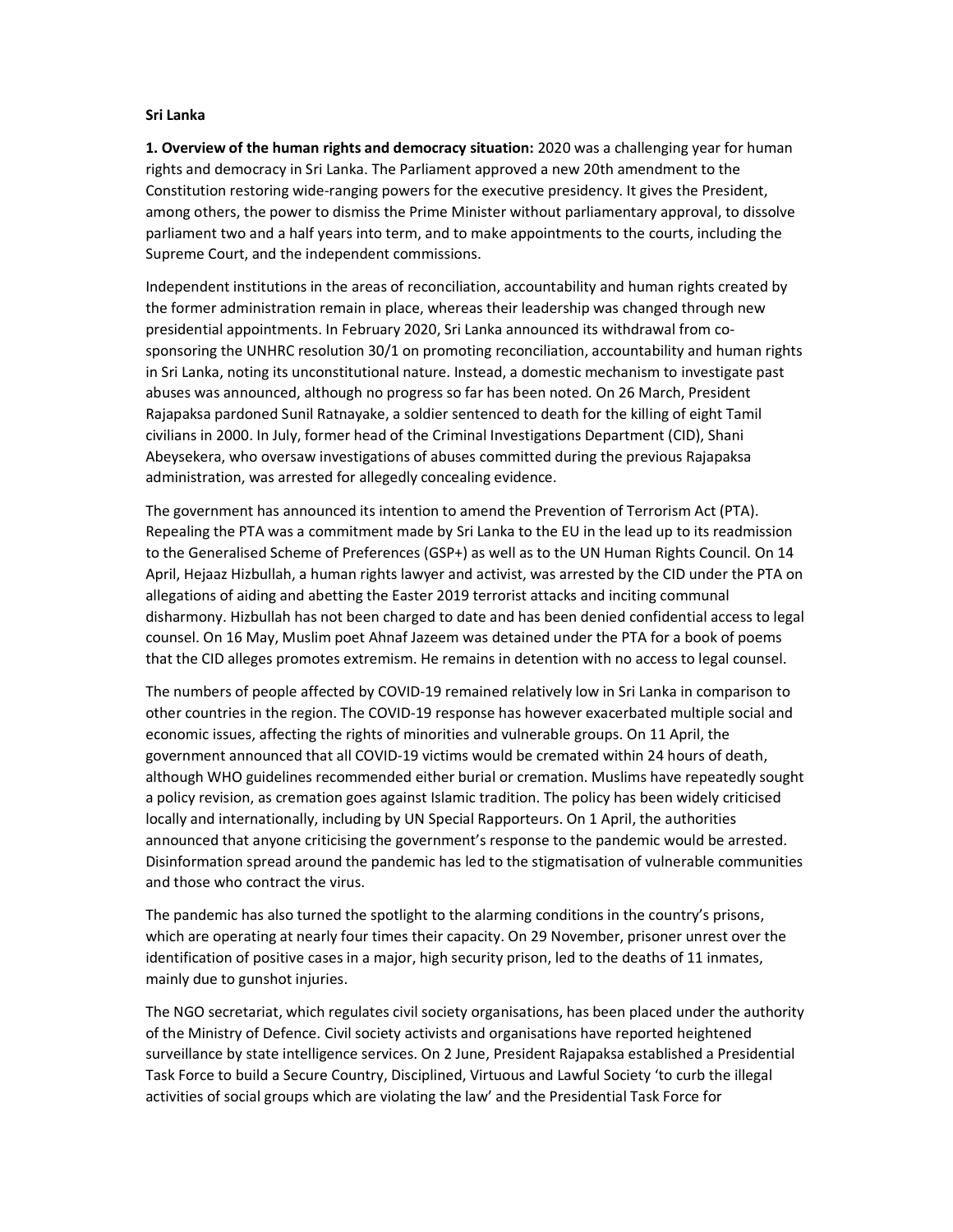**Sri Lanka**

**1. Overview of the human rights and democracy situation:** 2020 was a challenging year for human rights and democracy in Sri Lanka. The Parliament approved a new 20th amendment to the Constitution restoring wide-ranging powers for the executive presidency. It gives the President, among others, the power to dismiss the Prime Minister without parliamentary approval, to dissolve parliament two and a half years into term, and to make appointments to the courts, including the Supreme Court, and the independent commissions.

Independent institutions in the areas of reconciliation, accountability and human rights created by the former administration remain in place, whereas their leadership was changed through new presidential appointments. In February 2020, Sri Lanka announced its withdrawal from co-sponsoring the UNHRC resolution 30/1 on promoting reconciliation, accountability and human rights in Sri Lanka, noting its unconstitutional nature. Instead, a domestic mechanism to investigate past abuses was announced, although no progress so far has been noted. On 26 March, President Rajapaksa pardoned Sunil Ratnayake, a soldier sentenced to death for the killing of eight Tamil civilians in 2000. In July, former head of the Criminal Investigations Department (CID), Shani Abeysekera, who oversaw investigations of abuses committed during the previous Rajapaksa administration, was arrested for allegedly concealing evidence.

The government has announced its intention to amend the Prevention of Terrorism Act (PTA). Repealing the PTA was a commitment made by Sri Lanka to the EU in the lead up to its readmission to the Generalised Scheme of Preferences (GSP+) as well as to the UN Human Rights Council. On 14 April, Hejaaz Hizbullah, a human rights lawyer and activist, was arrested by the CID under the PTA on allegations of aiding and abetting the Easter 2019 terrorist attacks and inciting communal disharmony. Hizbullah has not been charged to date and has been denied confidential access to legal counsel. On 16 May, Muslim poet Ahnaf Jazeem was detained under the PTA for a book of poems that the CID alleges promotes extremism. He remains in detention with no access to legal counsel.

The numbers of people affected by COVID-19 remained relatively low in Sri Lanka in comparison to other countries in the region. The COVID-19 response has however exacerbated multiple social and economic issues, affecting the rights of minorities and vulnerable groups. On 11 April, the government announced that all COVID-19 victims would be cremated within 24 hours of death, although WHO guidelines recommended either burial or cremation. Muslims have repeatedly sought a policy revision, as cremation goes against Islamic tradition. The policy has been widely criticised locally and internationally, including by UN Special Rapporteurs. On 1 April, the authorities announced that anyone criticising the government's response to the pandemic would be arrested. Disinformation spread around the pandemic has led to the stigmatisation of vulnerable communities and those who contract the virus.

The pandemic has also turned the spotlight to the alarming conditions in the country's prisons, which are operating at nearly four times their capacity. On 29 November, prisoner unrest over the identification of positive cases in a major, high security prison, led to the deaths of 11 inmates, mainly due to gunshot injuries.

The NGO secretariat, which regulates civil society organisations, has been placed under the authority of the Ministry of Defence. Civil society activists and organisations have reported heightened surveillance by state intelligence services. On 2 June, President Rajapaksa established a Presidential Task Force to build a Secure Country, Disciplined, Virtuous and Lawful Society 'to curb the illegal activities of social groups which are violating the law' and the Presidential Task Force for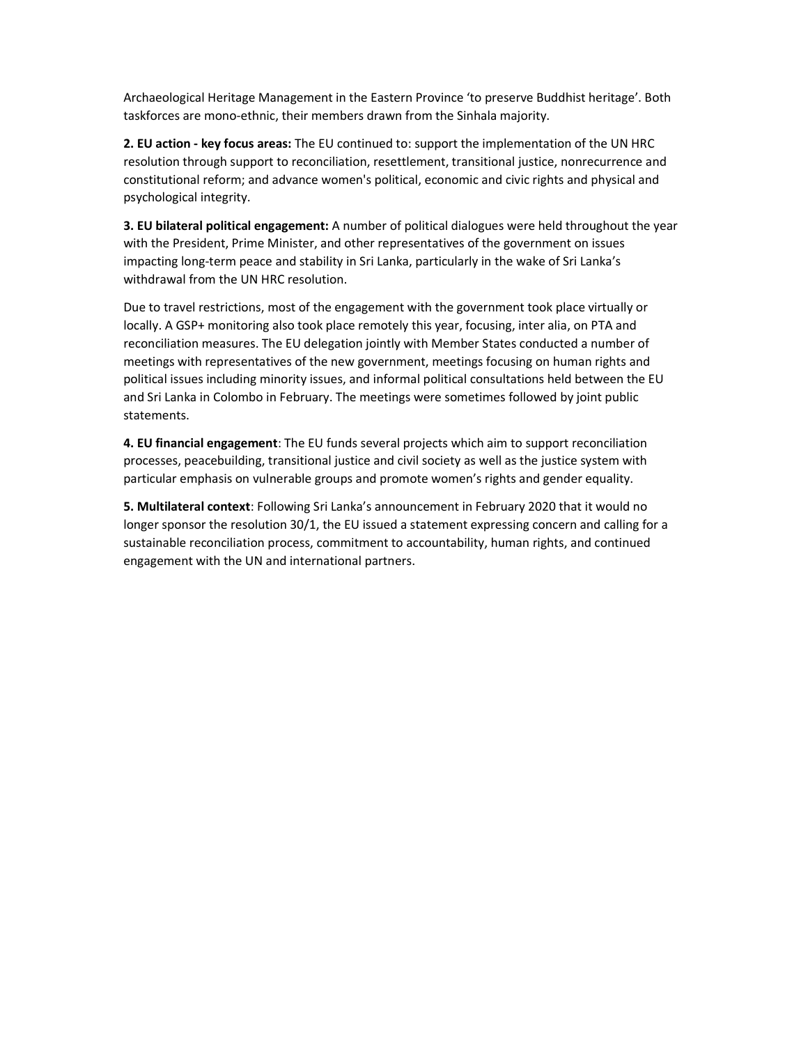Archaeological Heritage Management in the Eastern Province 'to preserve Buddhist heritage'. Both taskforces are mono-ethnic, their members drawn from the Sinhala majority.

**2. EU action - key focus areas:** The EU continued to: support the implementation of the UN HRC resolution through support to reconciliation, resettlement, transitional justice, nonrecurrence and constitutional reform; and advance women's political, economic and civic rights and physical and psychological integrity.

**3. EU bilateral political engagement:** A number of political dialogues were held throughout the year with the President, Prime Minister, and other representatives of the government on issues impacting long-term peace and stability in Sri Lanka, particularly in the wake of Sri Lanka's withdrawal from the UN HRC resolution.

Due to travel restrictions, most of the engagement with the government took place virtually or locally. A GSP+ monitoring also took place remotely this year, focusing, inter alia, on PTA and reconciliation measures. The EU delegation jointly with Member States conducted a number of meetings with representatives of the new government, meetings focusing on human rights and political issues including minority issues, and informal political consultations held between the EU and Sri Lanka in Colombo in February. The meetings were sometimes followed by joint public statements.

**4. EU financial engagement**: The EU funds several projects which aim to support reconciliation processes, peacebuilding, transitional justice and civil society as well as the justice system with particular emphasis on vulnerable groups and promote women's rights and gender equality.

**5. Multilateral context**: Following Sri Lanka's announcement in February 2020 that it would no longer sponsor the resolution 30/1, the EU issued a statement expressing concern and calling for a sustainable reconciliation process, commitment to accountability, human rights, and continued engagement with the UN and international partners.